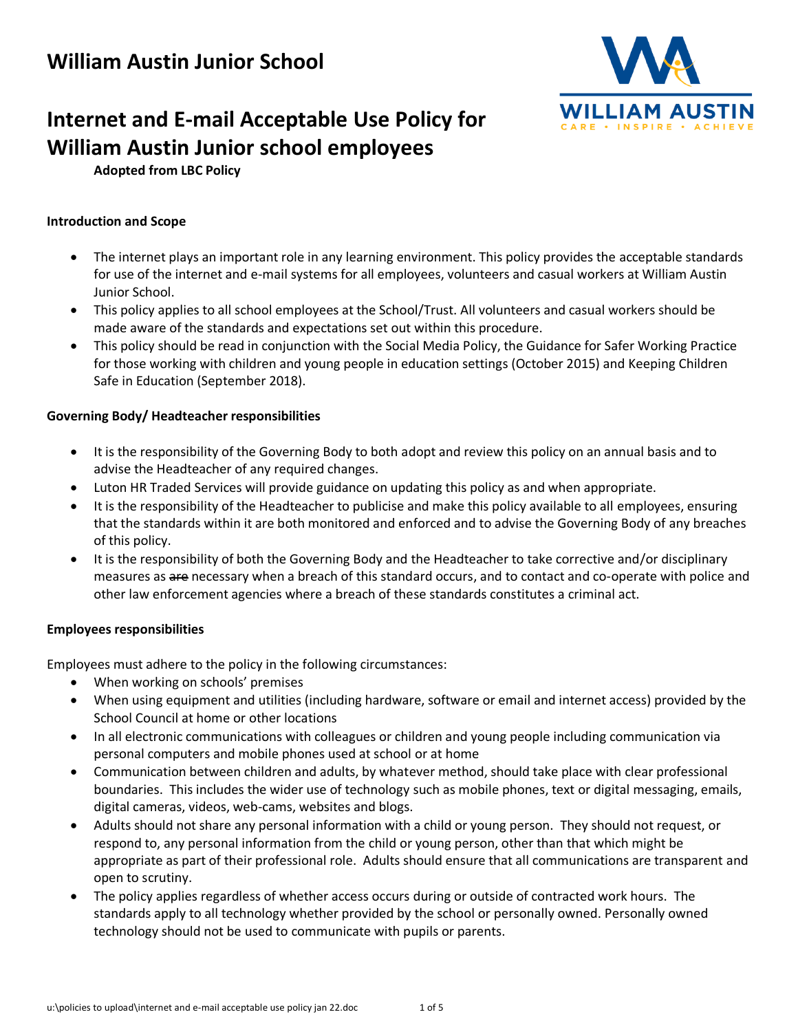# William Austin Junior School

# Internet and E-mail Acceptable Use Policy for William Austin Junior school employees

**Adopted from LBC Policy**

**Introduction and Scope**

- The internet plays an important role in any learning environment. This policy provides the acceptable standards for use of the internet and e-mail systems for all employees, volunteers and casual workers at William Austin Junior School.
- This policy applies to all school employees at the School/Trust. All volunteers and casual workers should be made aware of the standards and expectations set out within this procedure.
- This policy should be read in conjunction with the Social Media Policy, the Guidance for Safer Working Practice for those working with children and young people in education settings (October 2015) and Keeping Children Safe in Education (September 2018).

**Governing Body/ Headteacher responsibilities**

- It is the responsibility of the Governing Body to both adopt and review this policy on an annual basis and to advise the Headteacher of any required changes.
- Luton HR Traded Services will provide guidance on updating this policy as and when appropriate.
- It is the responsibility of the Headteacher to publicise and make this policy available to all employees, ensuring that the standards within it are both monitored and enforced and to advise the Governing Body of any breaches of this policy.
- It is the responsibility of both the Governing Body and the Headteacher to take corrective and/or disciplinary measures as ~~are~~ necessary when a breach of this standard occurs, and to contact and co-operate with police and other law enforcement agencies where a breach of these standards constitutes a criminal act.

**Employees responsibilities**

Employees must adhere to the policy in the following circumstances:

- When working on schools' premises
- When using equipment and utilities (including hardware, software or email and internet access) provided by the School Council at home or other locations
- In all electronic communications with colleagues or children and young people including communication via personal computers and mobile phones used at school or at home
- Communication between children and adults, by whatever method, should take place with clear professional boundaries. This includes the wider use of technology such as mobile phones, text or digital messaging, emails, digital cameras, videos, web-cams, websites and blogs.
- Adults should not share any personal information with a child or young person. They should not request, or respond to, any personal information from the child or young person, other than that which might be appropriate as part of their professional role. Adults should ensure that all communications are transparent and open to scrutiny.
- The policy applies regardless of whether access occurs during or outside of contracted work hours. The standards apply to all technology whether provided by the school or personally owned. Personally owned technology should not be used to communicate with pupils or parents.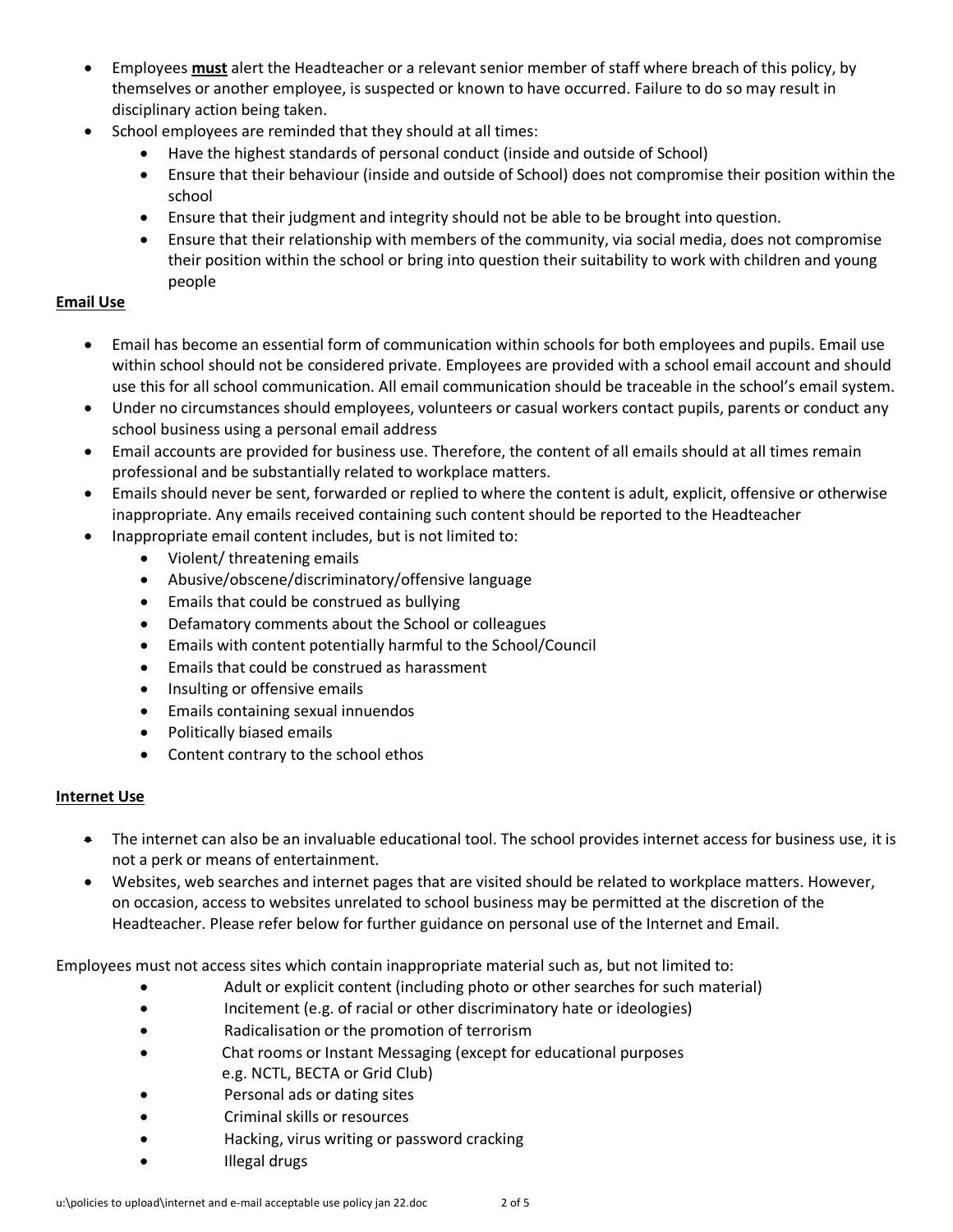- Employees **must** alert the Headteacher or a relevant senior member of staff where breach of this policy, by themselves or another employee, is suspected or known to have occurred. Failure to do so may result in disciplinary action being taken.
- School employees are reminded that they should at all times:
  - Have the highest standards of personal conduct (inside and outside of School)
  - Ensure that their behaviour (inside and outside of School) does not compromise their position within the school
  - Ensure that their judgment and integrity should not be able to be brought into question.
  - Ensure that their relationship with members of the community, via social media, does not compromise their position within the school or bring into question their suitability to work with children and young people

**Email Use**

- Email has become an essential form of communication within schools for both employees and pupils. Email use within school should not be considered private. Employees are provided with a school email account and should use this for all school communication. All email communication should be traceable in the school's email system.
- Under no circumstances should employees, volunteers or casual workers contact pupils, parents or conduct any school business using a personal email address
- Email accounts are provided for business use. Therefore, the content of all emails should at all times remain professional and be substantially related to workplace matters.
- Emails should never be sent, forwarded or replied to where the content is adult, explicit, offensive or otherwise inappropriate. Any emails received containing such content should be reported to the Headteacher
- Inappropriate email content includes, but is not limited to:
  - Violent/ threatening emails
  - Abusive/obscene/discriminatory/offensive language
  - Emails that could be construed as bullying
  - Defamatory comments about the School or colleagues
  - Emails with content potentially harmful to the School/Council
  - Emails that could be construed as harassment
  - Insulting or offensive emails
  - Emails containing sexual innuendos
  - Politically biased emails
  - Content contrary to the school ethos

**Internet Use**

- The internet can also be an invaluable educational tool. The school provides internet access for business use, it is not a perk or means of entertainment.
- Websites, web searches and internet pages that are visited should be related to workplace matters. However, on occasion, access to websites unrelated to school business may be permitted at the discretion of the Headteacher. Please refer below for further guidance on personal use of the Internet and Email.

Employees must not access sites which contain inappropriate material such as, but not limited to:

- Adult or explicit content (including photo or other searches for such material)
- Incitement (e.g. of racial or other discriminatory hate or ideologies)
- Radicalisation or the promotion of terrorism
- Chat rooms or Instant Messaging (except for educational purposes e.g. NCTL, BECTA or Grid Club)
- Personal ads or dating sites
- Criminal skills or resources
- Hacking, virus writing or password cracking
- Illegal drugs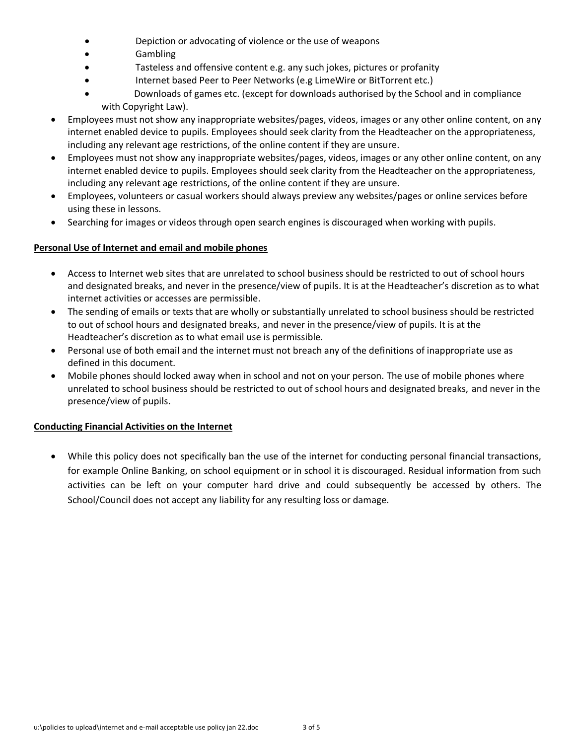- Depiction or advocating of violence or the use of weapons
- Gambling
- Tasteless and offensive content e.g. any such jokes, pictures or profanity
- Internet based Peer to Peer Networks (e.g LimeWire or BitTorrent etc.)
- Downloads of games etc. (except for downloads authorised by the School and in compliance with Copyright Law).

- Employees must not show any inappropriate websites/pages, videos, images or any other online content, on any internet enabled device to pupils. Employees should seek clarity from the Headteacher on the appropriateness, including any relevant age restrictions, of the online content if they are unsure.
- Employees must not show any inappropriate websites/pages, videos, images or any other online content, on any internet enabled device to pupils. Employees should seek clarity from the Headteacher on the appropriateness, including any relevant age restrictions, of the online content if they are unsure.
- Employees, volunteers or casual workers should always preview any websites/pages or online services before using these in lessons.
- Searching for images or videos through open search engines is discouraged when working with pupils.

**Personal Use of Internet and email and mobile phones**

- Access to Internet web sites that are unrelated to school business should be restricted to out of school hours and designated breaks, and never in the presence/view of pupils. It is at the Headteacher's discretion as to what internet activities or accesses are permissible.
- The sending of emails or texts that are wholly or substantially unrelated to school business should be restricted to out of school hours and designated breaks, and never in the presence/view of pupils. It is at the Headteacher's discretion as to what email use is permissible.
- Personal use of both email and the internet must not breach any of the definitions of inappropriate use as defined in this document.
- Mobile phones should locked away when in school and not on your person. The use of mobile phones where unrelated to school business should be restricted to out of school hours and designated breaks, and never in the presence/view of pupils.

**Conducting Financial Activities on the Internet**

- While this policy does not specifically ban the use of the internet for conducting personal financial transactions, for example Online Banking, on school equipment or in school it is discouraged. Residual information from such activities can be left on your computer hard drive and could subsequently be accessed by others. The School/Council does not accept any liability for any resulting loss or damage.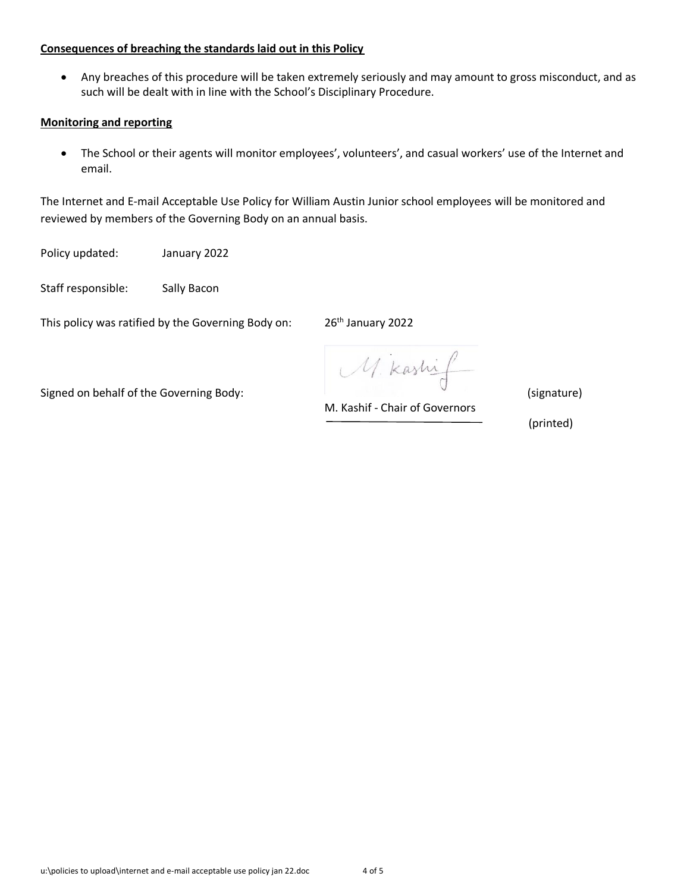**Consequences of breaching the standards laid out in this Policy**

- Any breaches of this procedure will be taken extremely seriously and may amount to gross misconduct, and as such will be dealt with in line with the School's Disciplinary Procedure.

**Monitoring and reporting**

- The School or their agents will monitor employees', volunteers', and casual workers' use of the Internet and email.

The Internet and E-mail Acceptable Use Policy for William Austin Junior school employees will be monitored and reviewed by members of the Governing Body on an annual basis.

Policy updated: January 2022

Staff responsible: Sally Bacon

This policy was ratified by the Governing Body on: 26th January 2022

Signed on behalf of the Governing Body: M. Kashif (signature)

M. Kashif - Chair of Governors (printed)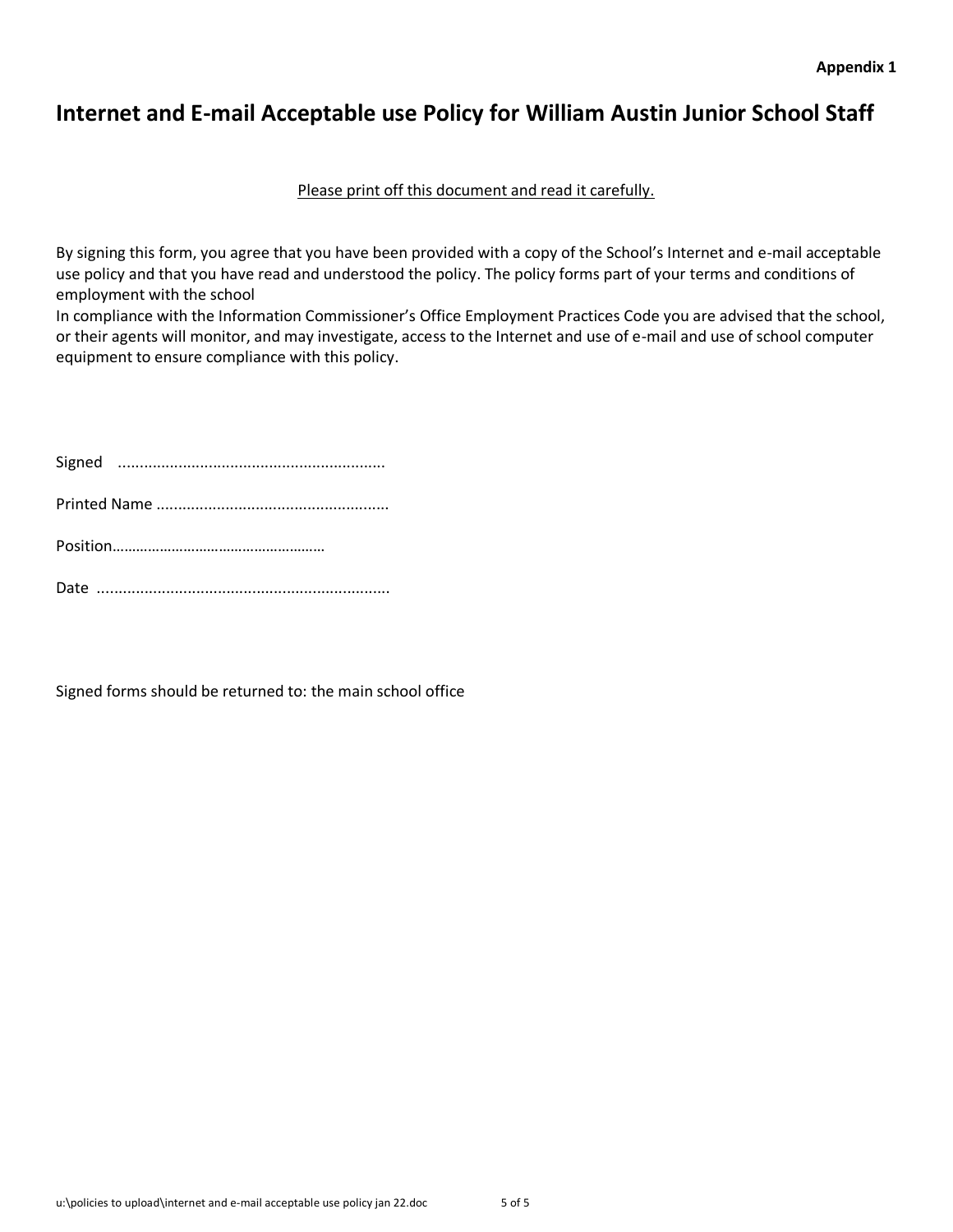**Appendix 1**

# Internet and E-mail Acceptable use Policy for William Austin Junior School Staff

Please print off this document and read it carefully.

By signing this form, you agree that you have been provided with a copy of the School's Internet and e-mail acceptable use policy and that you have read and understood the policy. The policy forms part of your terms and conditions of employment with the school

In compliance with the Information Commissioner's Office Employment Practices Code you are advised that the school, or their agents will monitor, and may investigate, access to the Internet and use of e-mail and use of school computer equipment to ensure compliance with this policy.

Signed ............................................................

Printed Name ....................................................

Position………………………………………………

Date ...................................................................

Signed forms should be returned to: the main school office